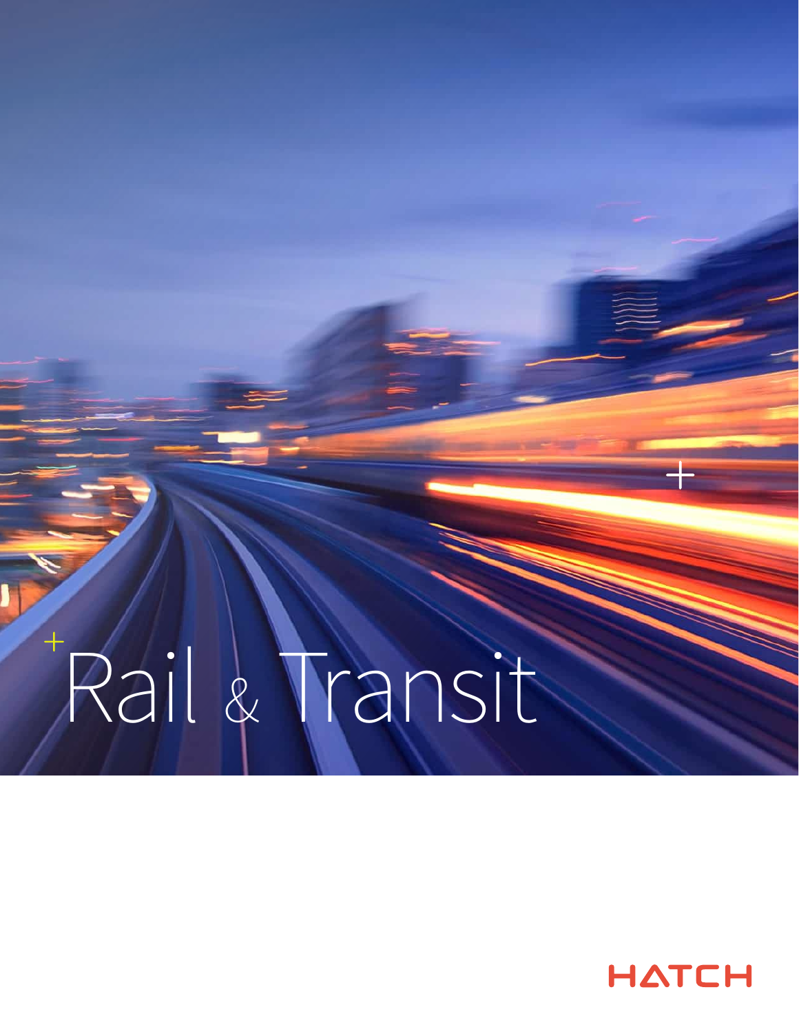# Rail & Transit

HATCH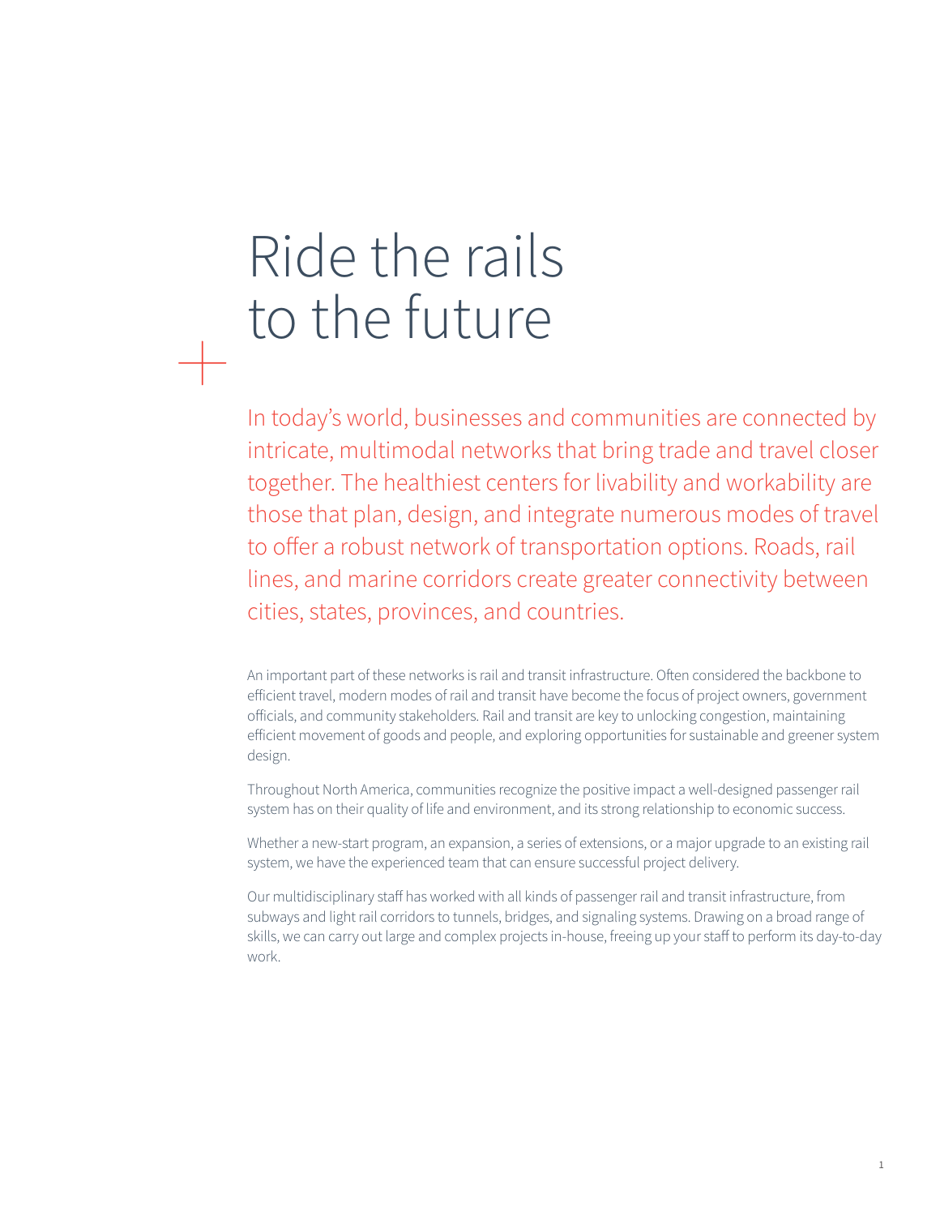# Ride the rails to the future

In today's world, businesses and communities are connected by intricate, multimodal networks that bring trade and travel closer together. The healthiest centers for livability and workability are those that plan, design, and integrate numerous modes of travel to offer a robust network of transportation options. Roads, rail lines, and marine corridors create greater connectivity between cities, states, provinces, and countries.

An important part of these networks is rail and transit infrastructure. Often considered the backbone to efficient travel, modern modes of rail and transit have become the focus of project owners, government officials, and community stakeholders. Rail and transit are key to unlocking congestion, maintaining efficient movement of goods and people, and exploring opportunities for sustainable and greener system design.

Throughout North America, communities recognize the positive impact a well-designed passenger rail system has on their quality of life and environment, and its strong relationship to economic success.

Whether a new-start program, an expansion, a series of extensions, or a major upgrade to an existing rail system, we have the experienced team that can ensure successful project delivery.

Our multidisciplinary staff has worked with all kinds of passenger rail and transit infrastructure, from subways and light rail corridors to tunnels, bridges, and signaling systems. Drawing on a broad range of skills, we can carry out large and complex projects in-house, freeing up your staff to perform its day-to-day work.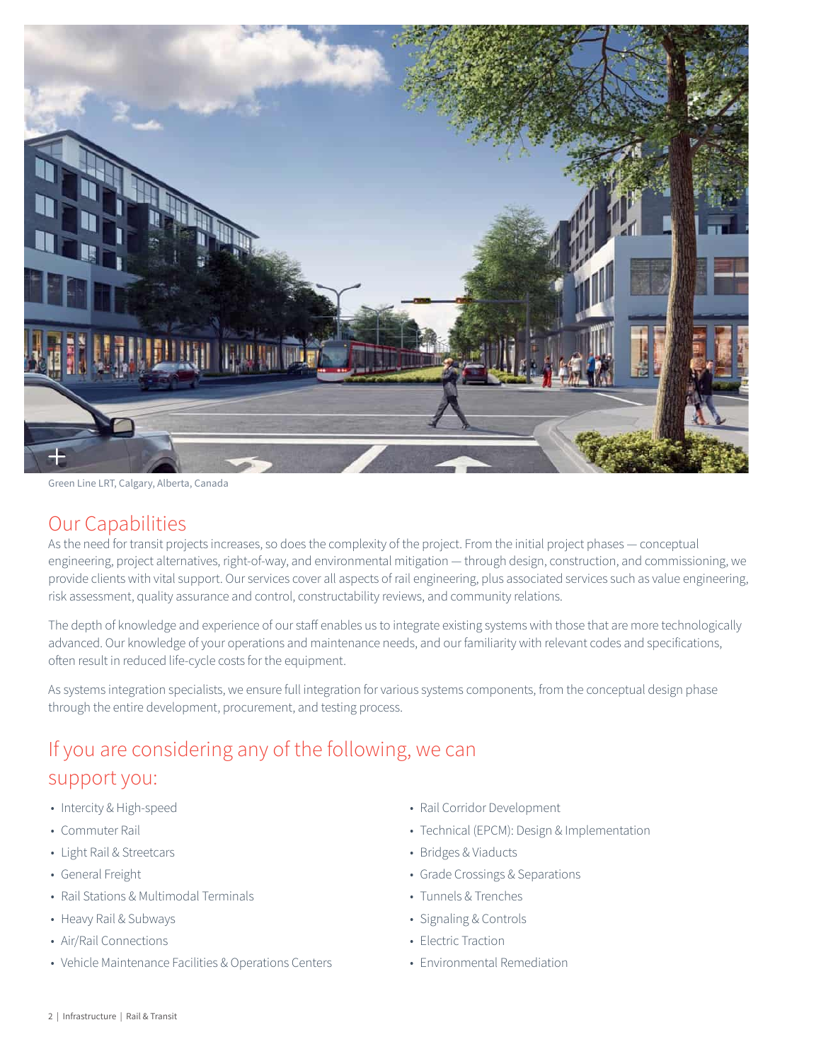Green Line LRT, Calgary, Alberta, Canada

## Our Capabilities

As the need for transit projects increases, so does the complexity of the project. From the initial project phases — conceptual engineering, project alternatives, right-of-way, and environmental mitigation — through design, construction, and commissioning, we provide clients with vital support. Our services cover all aspects of rail engineering, plus associated services such as value engineering, risk assessment, quality assurance and control, constructability reviews, and community relations.

The depth of knowledge and experience of our staff enables us to integrate existing systems with those that are more technologically advanced. Our knowledge of your operations and maintenance needs, and our familiarity with relevant codes and specifications, often result in reduced life-cycle costs for the equipment.

As systems integration specialists, we ensure full integration for various systems components, from the conceptual design phase through the entire development, procurement, and testing process.

## If you are considering any of the following, we can support you:

- Intercity & High-speed
- Commuter Rail
- Light Rail & Streetcars
- General Freight
- Rail Stations & Multimodal Terminals
- Heavy Rail & Subways
- Air/Rail Connections
- Vehicle Maintenance Facilities & Operations Centers
- Rail Corridor Development
- Technical (EPCM): Design & Implementation
- Bridges & Viaducts
- Grade Crossings & Separations
- Tunnels & Trenches
- Signaling & Controls
- Electric Traction
- Environmental Remediation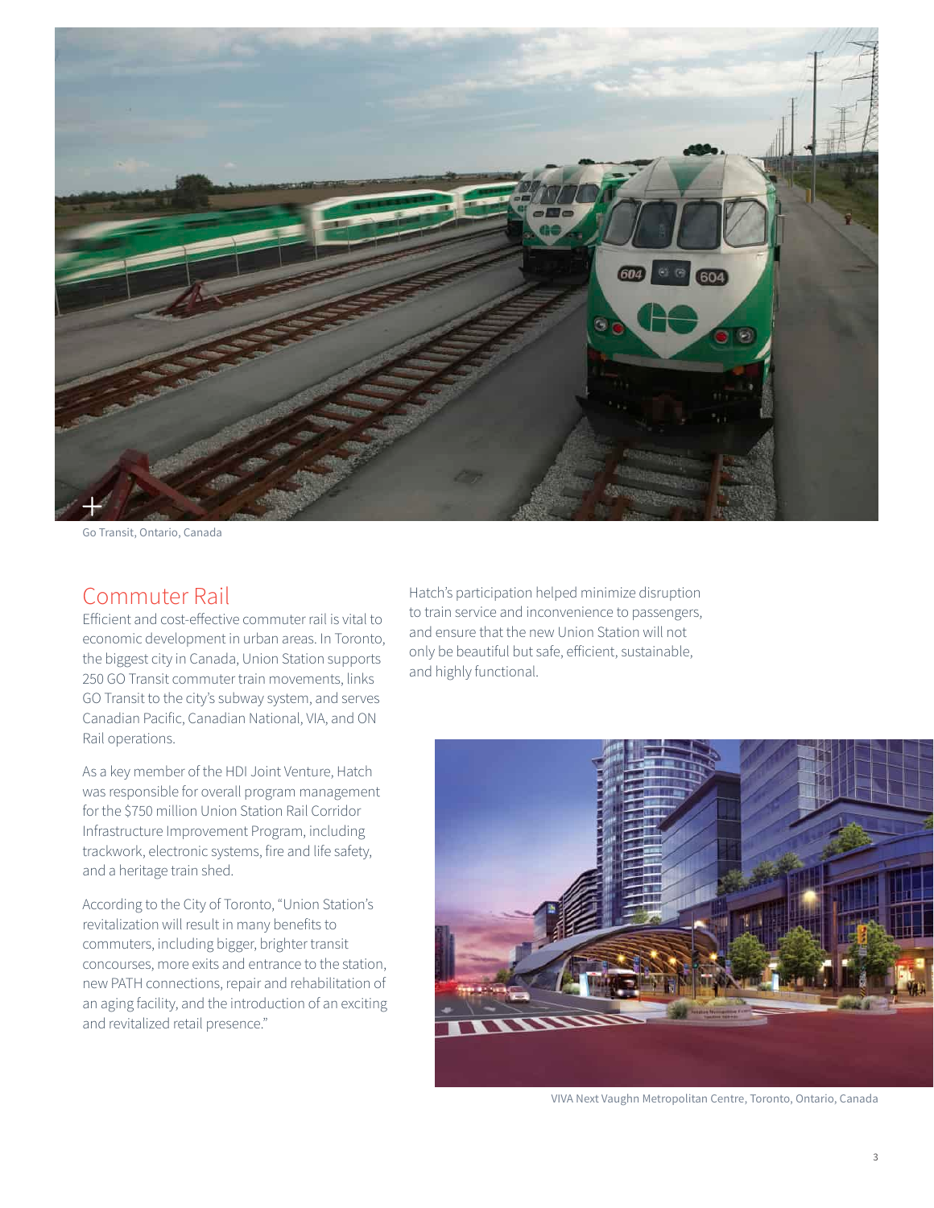Go Transit, Ontario, Canada

## Commuter Rail

Efficient and cost-effective commuter rail is vital to economic development in urban areas. In Toronto, the biggest city in Canada, Union Station supports 250 GO Transit commuter train movements, links GO Transit to the city's subway system, and serves Canadian Pacific, Canadian National, VIA, and ON Rail operations.

As a key member of the HDI Joint Venture, Hatch was responsible for overall program management for the $750 million Union Station Rail Corridor Infrastructure Improvement Program, including trackwork, electronic systems, fire and life safety, and a heritage train shed.

According to the City of Toronto, "Union Station's revitalization will result in many benefits to commuters, including bigger, brighter transit concourses, more exits and entrance to the station, new PATH connections, repair and rehabilitation of an aging facility, and the introduction of an exciting and revitalized retail presence."

Hatch's participation helped minimize disruption to train service and inconvenience to passengers, and ensure that the new Union Station will not only be beautiful but safe, efficient, sustainable, and highly functional.

VIVA Next Vaughn Metropolitan Centre, Toronto, Ontario, Canada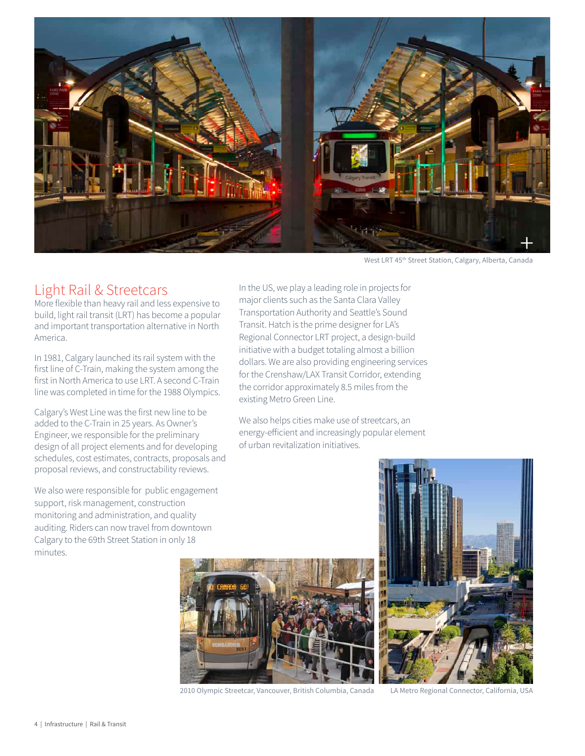West LRT 45th Street Station, Calgary, Alberta, Canada

## Light Rail & Streetcars

More flexible than heavy rail and less expensive to build, light rail transit (LRT) has become a popular and important transportation alternative in North America.

In 1981, Calgary launched its rail system with the first line of C-Train, making the system among the first in North America to use LRT. A second C-Train line was completed in time for the 1988 Olympics.

Calgary's West Line was the first new line to be added to the C-Train in 25 years. As Owner's Engineer, we responsible for the preliminary design of all project elements and for developing schedules, cost estimates, contracts, proposals and proposal reviews, and constructability reviews.

We also were responsible for public engagement support, risk management, construction monitoring and administration, and quality auditing. Riders can now travel from downtown Calgary to the 69th Street Station in only 18 minutes.

In the US, we play a leading role in projects for major clients such as the Santa Clara Valley Transportation Authority and Seattle's Sound Transit. Hatch is the prime designer for LA's Regional Connector LRT project, a design-build initiative with a budget totaling almost a billion dollars. We are also providing engineering services for the Crenshaw/LAX Transit Corridor, extending the corridor approximately 8.5 miles from the existing Metro Green Line.

We also helps cities make use of streetcars, an energy-efficient and increasingly popular element of urban revitalization initiatives.

2010 Olympic Streetcar, Vancouver, British Columbia, Canada

LA Metro Regional Connector, California, USA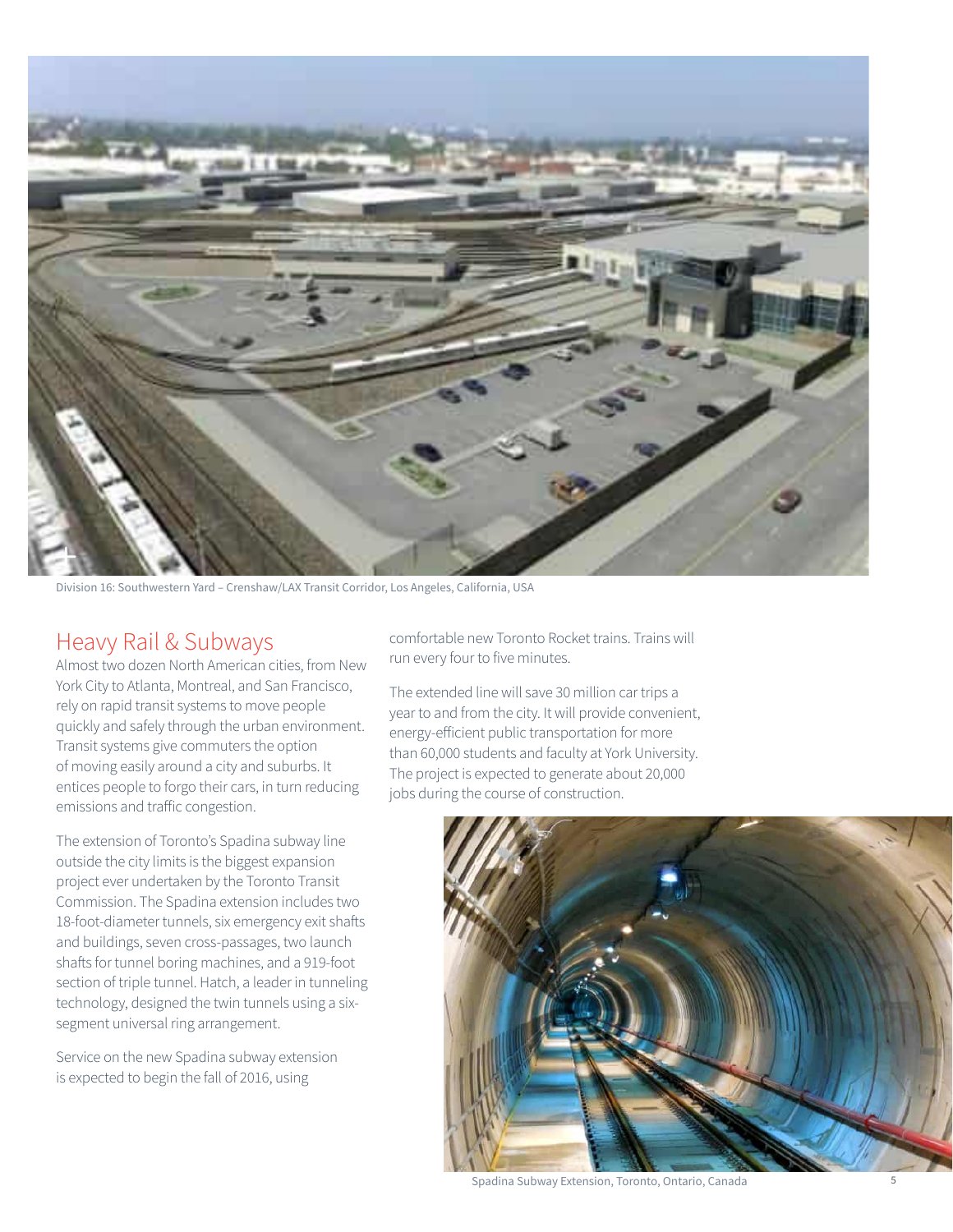Division 16: Southwestern Yard – Crenshaw/LAX Transit Corridor, Los Angeles, California, USA

## Heavy Rail & Subways

Almost two dozen North American cities, from New York City to Atlanta, Montreal, and San Francisco, rely on rapid transit systems to move people quickly and safely through the urban environment. Transit systems give commuters the option of moving easily around a city and suburbs. It entices people to forgo their cars, in turn reducing emissions and traffic congestion.

The extension of Toronto's Spadina subway line outside the city limits is the biggest expansion project ever undertaken by the Toronto Transit Commission. The Spadina extension includes two 18-foot-diameter tunnels, six emergency exit shafts and buildings, seven cross-passages, two launch shafts for tunnel boring machines, and a 919-foot section of triple tunnel. Hatch, a leader in tunneling technology, designed the twin tunnels using a six-segment universal ring arrangement.

Service on the new Spadina subway extension is expected to begin the fall of 2016, using comfortable new Toronto Rocket trains. Trains will run every four to five minutes.

The extended line will save 30 million car trips a year to and from the city. It will provide convenient, energy-efficient public transportation for more than 60,000 students and faculty at York University. The project is expected to generate about 20,000 jobs during the course of construction.

Spadina Subway Extension, Toronto, Ontario, Canada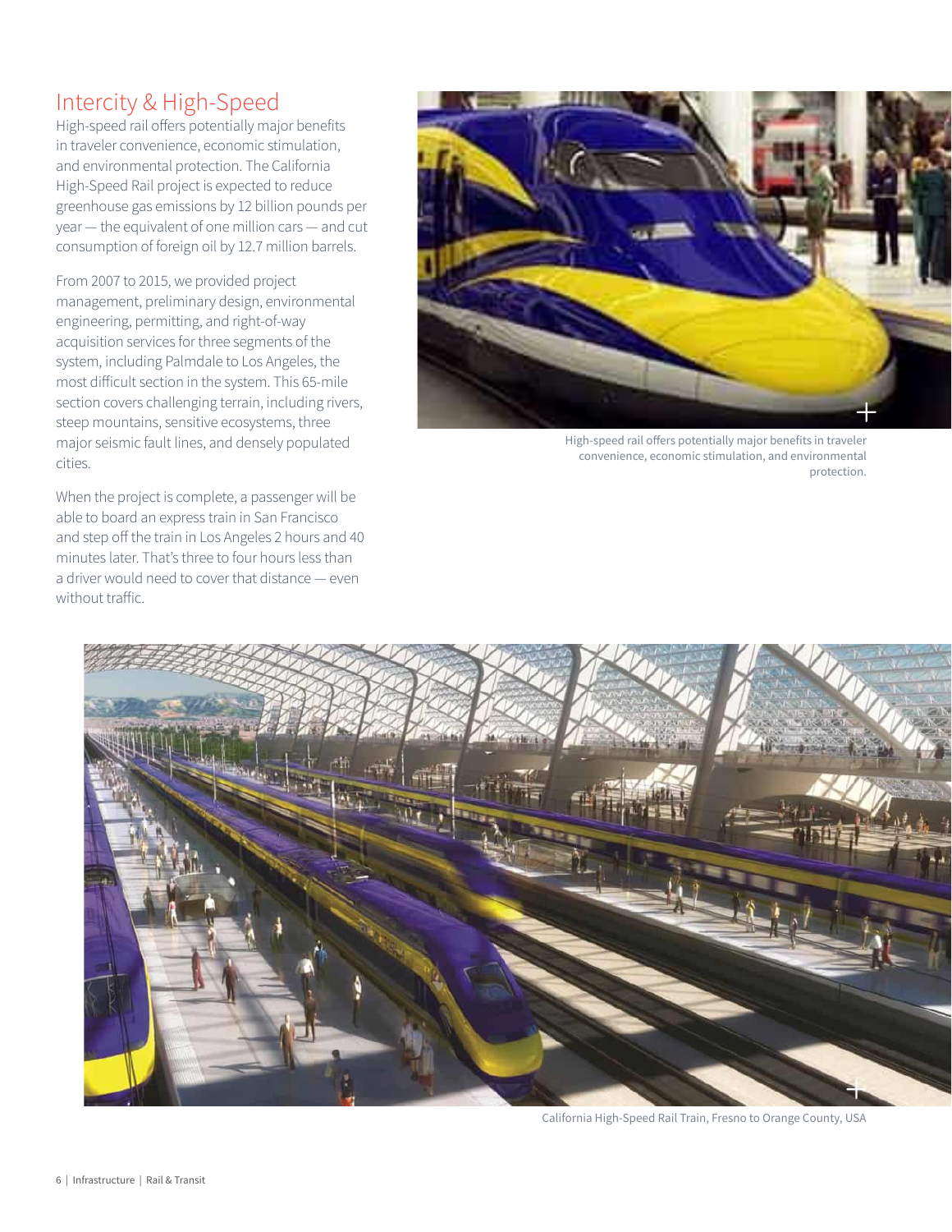## Intercity & High-Speed

High-speed rail offers potentially major benefits in traveler convenience, economic stimulation, and environmental protection. The California High-Speed Rail project is expected to reduce greenhouse gas emissions by 12 billion pounds per year — the equivalent of one million cars — and cut consumption of foreign oil by 12.7 million barrels.

From 2007 to 2015, we provided project management, preliminary design, environmental engineering, permitting, and right-of-way acquisition services for three segments of the system, including Palmdale to Los Angeles, the most difficult section in the system. This 65-mile section covers challenging terrain, including rivers, steep mountains, sensitive ecosystems, three major seismic fault lines, and densely populated cities.

When the project is complete, a passenger will be able to board an express train in San Francisco and step off the train in Los Angeles 2 hours and 40 minutes later. That's three to four hours less than a driver would need to cover that distance — even without traffic.

High-speed rail offers potentially major benefits in traveler convenience, economic stimulation, and environmental protection.

California High-Speed Rail Train, Fresno to Orange County, USA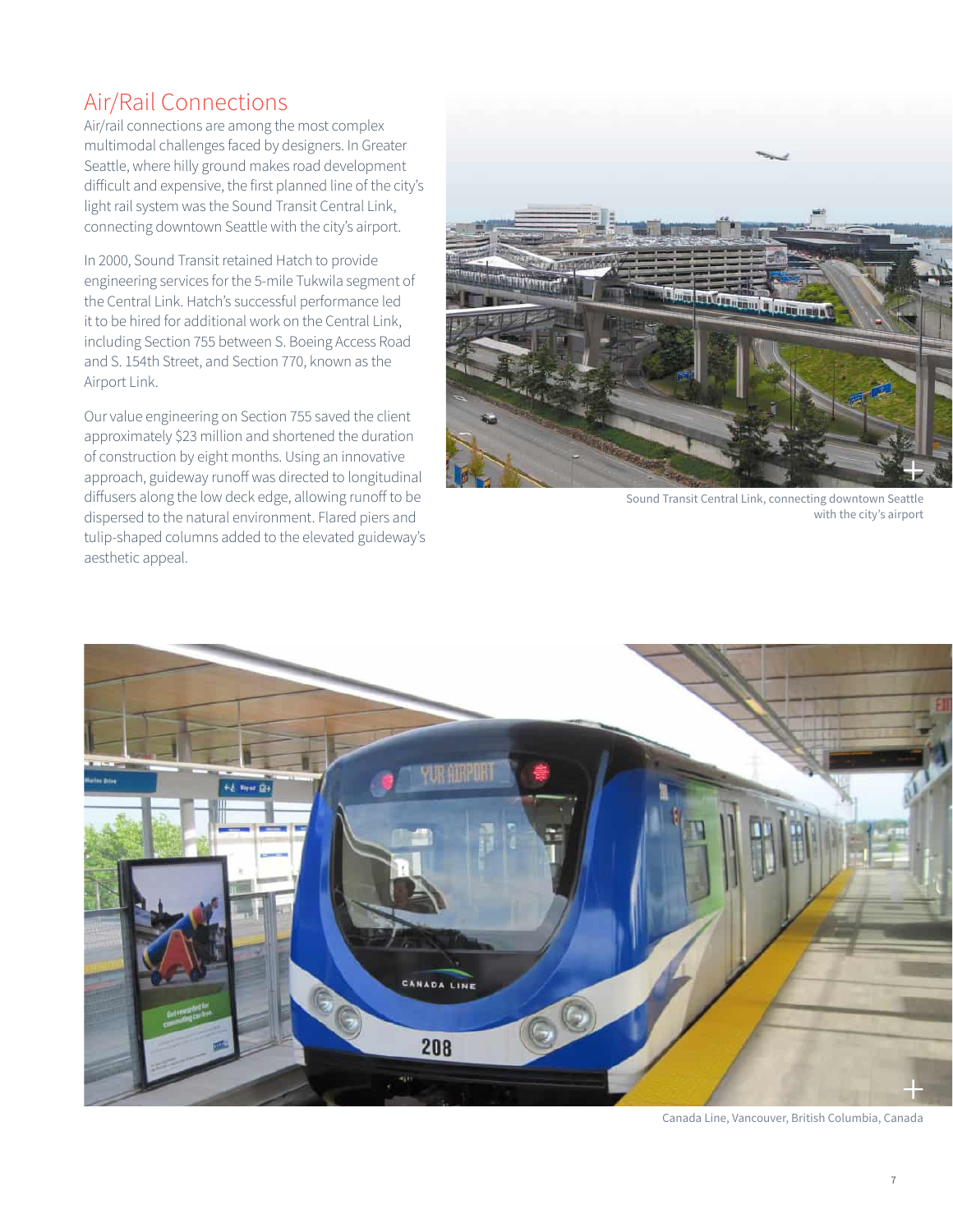## Air/Rail Connections

Air/rail connections are among the most complex multimodal challenges faced by designers. In Greater Seattle, where hilly ground makes road development difficult and expensive, the first planned line of the city's light rail system was the Sound Transit Central Link, connecting downtown Seattle with the city's airport.

In 2000, Sound Transit retained Hatch to provide engineering services for the 5-mile Tukwila segment of the Central Link. Hatch's successful performance led it to be hired for additional work on the Central Link, including Section 755 between S. Boeing Access Road and S. 154th Street, and Section 770, known as the Airport Link.

Our value engineering on Section 755 saved the client approximately $23 million and shortened the duration of construction by eight months. Using an innovative approach, guideway runoff was directed to longitudinal diffusers along the low deck edge, allowing runoff to be dispersed to the natural environment. Flared piers and tulip-shaped columns added to the elevated guideway's aesthetic appeal.

Sound Transit Central Link, connecting downtown Seattle with the city's airport

Canada Line, Vancouver, British Columbia, Canada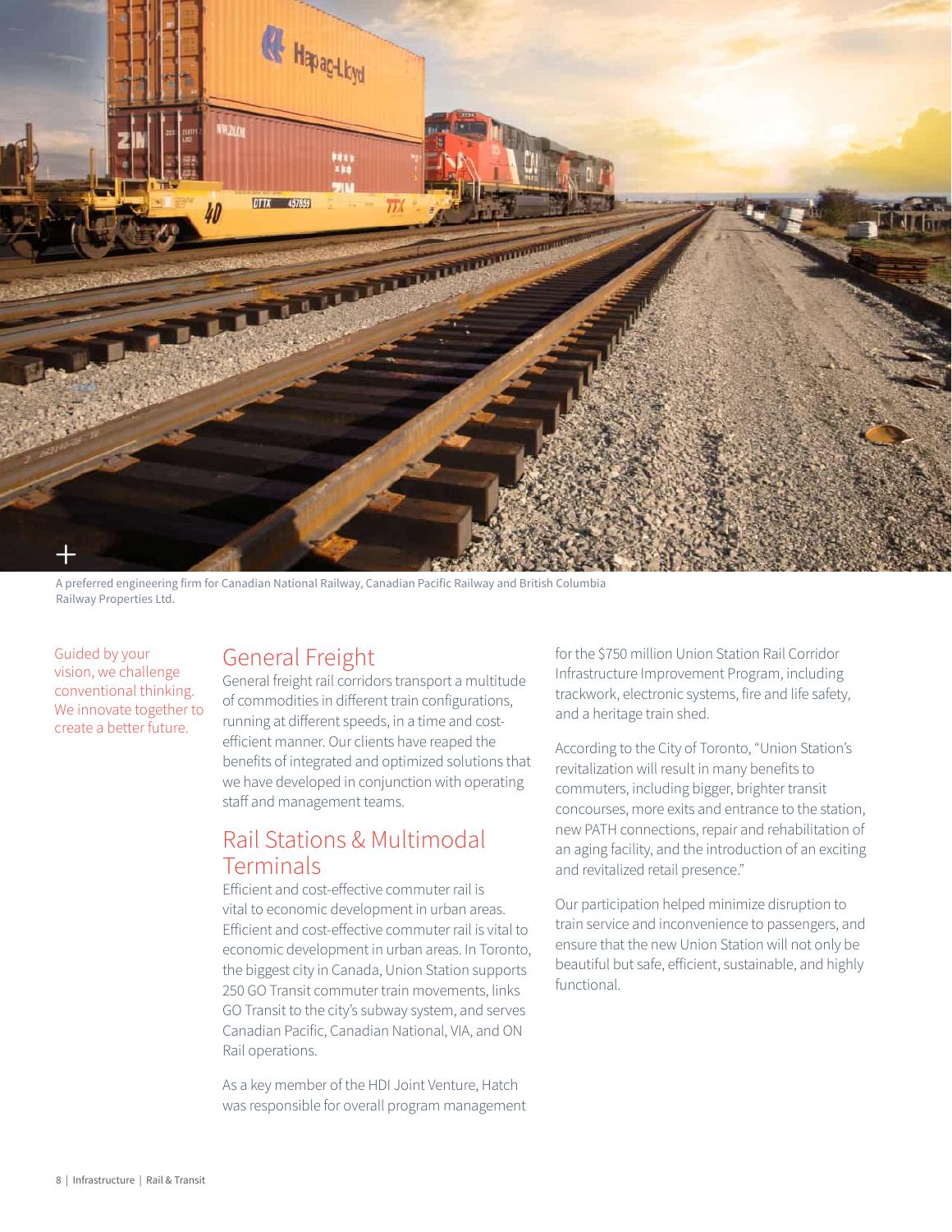A preferred engineering firm for Canadian National Railway, Canadian Pacific Railway and British Columbia Railway Properties Ltd.

Guided by your vision, we challenge conventional thinking. We innovate together to create a better future.

## General Freight

General freight rail corridors transport a multitude of commodities in different train configurations, running at different speeds, in a time and cost-efficient manner. Our clients have reaped the benefits of integrated and optimized solutions that we have developed in conjunction with operating staff and management teams.

## Rail Stations & Multimodal Terminals

Efficient and cost-effective commuter rail is vital to economic development in urban areas. Efficient and cost-effective commuter rail is vital to economic development in urban areas. In Toronto, the biggest city in Canada, Union Station supports 250 GO Transit commuter train movements, links GO Transit to the city's subway system, and serves Canadian Pacific, Canadian National, VIA, and ON Rail operations.

As a key member of the HDI Joint Venture, Hatch was responsible for overall program management for the $750 million Union Station Rail Corridor Infrastructure Improvement Program, including trackwork, electronic systems, fire and life safety, and a heritage train shed.

According to the City of Toronto, "Union Station's revitalization will result in many benefits to commuters, including bigger, brighter transit concourses, more exits and entrance to the station, new PATH connections, repair and rehabilitation of an aging facility, and the introduction of an exciting and revitalized retail presence."

Our participation helped minimize disruption to train service and inconvenience to passengers, and ensure that the new Union Station will not only be beautiful but safe, efficient, sustainable, and highly functional.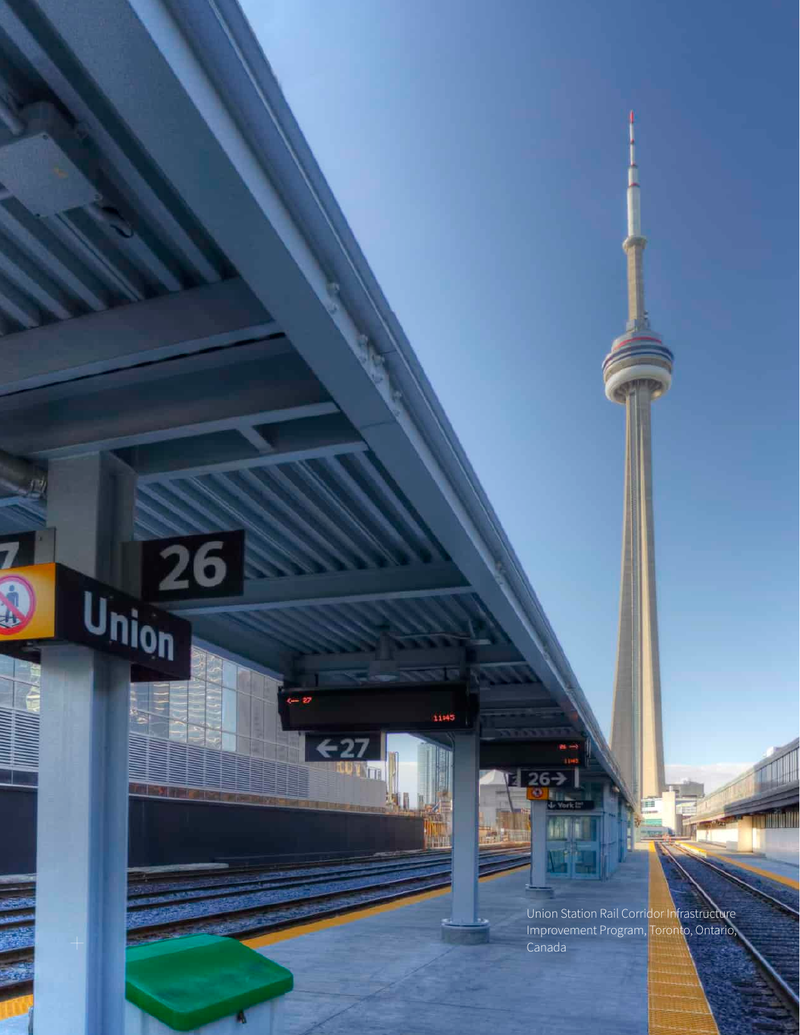Union Station Rail Corridor Infrastructure Improvement Program, Toronto, Ontario, Canada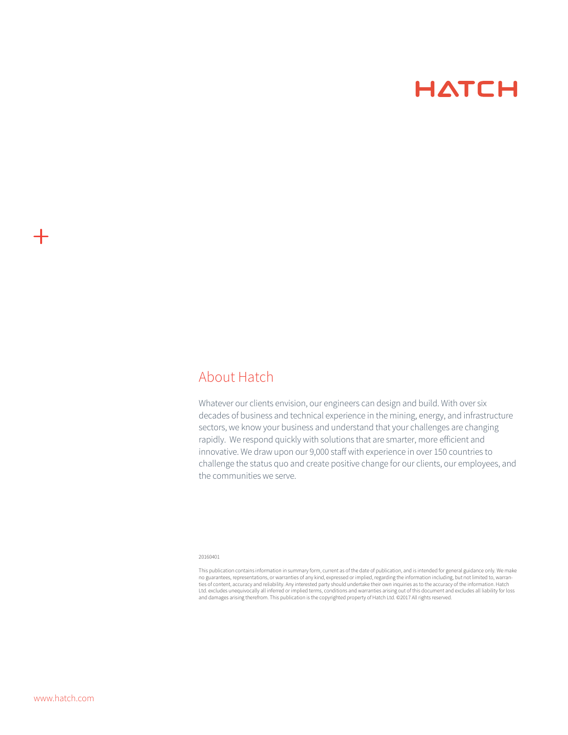HATCH

## About Hatch

Whatever our clients envision, our engineers can design and build. With over six decades of business and technical experience in the mining, energy, and infrastructure sectors, we know your business and understand that your challenges are changing rapidly. We respond quickly with solutions that are smarter, more efficient and innovative. We draw upon our 9,000 staff with experience in over 150 countries to challenge the status quo and create positive change for our clients, our employees, and the communities we serve.

20160401

This publication contains information in summary form, current as of the date of publication, and is intended for general guidance only. We make no guarantees, representations, or warranties of any kind, expressed or implied, regarding the information including, but not limited to, warranties of content, accuracy and reliability. Any interested party should undertake their own inquiries as to the accuracy of the information. Hatch Ltd. excludes unequivocally all inferred or implied terms, conditions and warranties arising out of this document and excludes all liability for loss and damages arising therefrom. This publication is the copyrighted property of Hatch Ltd. ©2017 All rights reserved.

www.hatch.com